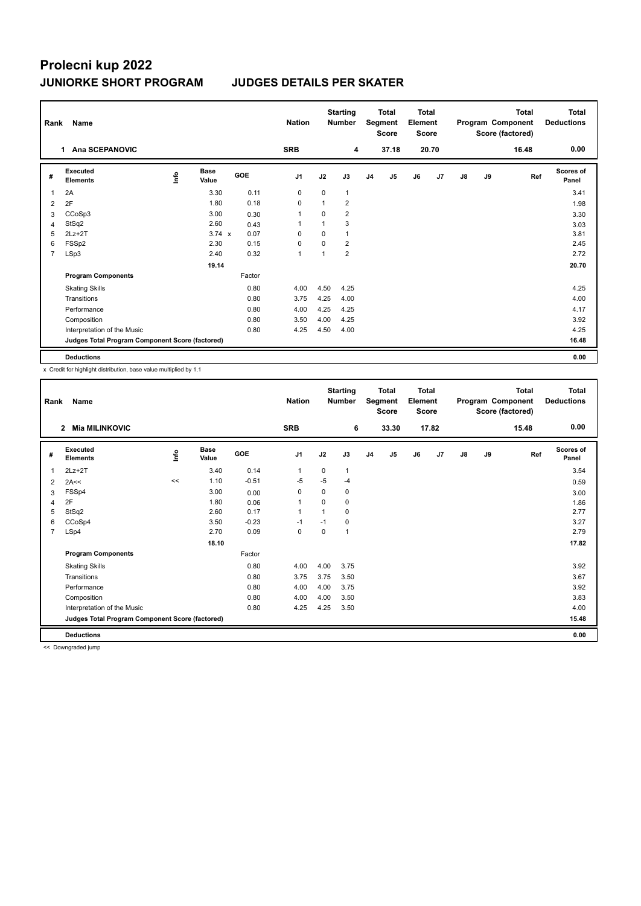# Prolecni kup 2022

## JUNIORKE SHORT PROGRAM JUDGES DETAILS PER SKATER

| Rank | Name | Nation | Starting Number | Total Segment Score | Total Element Score | Total Program Component Score (factored) | Total Deductions |
|---|---|---|---|---|---|---|---|
| 1 | Ana SCEPANOVIC | SRB | 4 | 37.18 | 20.70 | 16.48 | 0.00 |

| # | Executed Elements | Info | Base Value | GOE | J1 | J2 | J3 | J4 | J5 | J6 | J7 | J8 | J9 | Ref | Scores of Panel |
|---|---|---|---|---|---|---|---|---|---|---|---|---|---|---|---|
| 1 | 2A | | 3.30 | 0.11 | 0 | 0 | 1 | | | | | | | | 3.41 |
| 2 | 2F | | 1.80 | 0.18 | 0 | 1 | 2 | | | | | | | | 1.98 |
| 3 | CCoSp3 | | 3.00 | 0.30 | 1 | 0 | 2 | | | | | | | | 3.30 |
| 4 | StSq2 | | 2.60 | 0.43 | 1 | 1 | 3 | | | | | | | | 3.03 |
| 5 | 2Lz+2T | | 3.74 x | 0.07 | 0 | 0 | 1 | | | | | | | | 3.81 |
| 6 | FSSp2 | | 2.30 | 0.15 | 0 | 0 | 2 | | | | | | | | 2.45 |
| 7 | LSp3 | | 2.40 | 0.32 | 1 | 1 | 2 | | | | | | | | 2.72 |
| | | | 19.14 | | | | | | | | | | | | 20.70 |
| | **Program Components** | | | Factor | | | | | | | | | | | |
| | Skating Skills | | | 0.80 | 4.00 | 4.50 | 4.25 | | | | | | | | 4.25 |
| | Transitions | | | 0.80 | 3.75 | 4.25 | 4.00 | | | | | | | | 4.00 |
| | Performance | | | 0.80 | 4.00 | 4.25 | 4.25 | | | | | | | | 4.17 |
| | Composition | | | 0.80 | 3.50 | 4.00 | 4.25 | | | | | | | | 3.92 |
| | Interpretation of the Music | | | 0.80 | 4.25 | 4.50 | 4.00 | | | | | | | | 4.25 |
| | **Judges Total Program Component Score (factored)** | | | | | | | | | | | | | | 16.48 |
| | **Deductions** | | | | | | | | | | | | | | 0.00 |

x Credit for highlight distribution, base value multiplied by 1.1

| Rank | Name | Nation | Starting Number | Total Segment Score | Total Element Score | Total Program Component Score (factored) | Total Deductions |
|---|---|---|---|---|---|---|---|
| 2 | Mia MILINKOVIC | SRB | 6 | 33.30 | 17.82 | 15.48 | 0.00 |

| # | Executed Elements | Info | Base Value | GOE | J1 | J2 | J3 | J4 | J5 | J6 | J7 | J8 | J9 | Ref | Scores of Panel |
|---|---|---|---|---|---|---|---|---|---|---|---|---|---|---|---|
| 1 | 2Lz+2T | | 3.40 | 0.14 | 1 | 0 | 1 | | | | | | | | 3.54 |
| 2 | 2A<< | << | 1.10 | -0.51 | -5 | -5 | -4 | | | | | | | | 0.59 |
| 3 | FSSp4 | | 3.00 | 0.00 | 0 | 0 | 0 | | | | | | | | 3.00 |
| 4 | 2F | | 1.80 | 0.06 | 1 | 0 | 0 | | | | | | | | 1.86 |
| 5 | StSq2 | | 2.60 | 0.17 | 1 | 1 | 0 | | | | | | | | 2.77 |
| 6 | CCoSp4 | | 3.50 | -0.23 | -1 | -1 | 0 | | | | | | | | 3.27 |
| 7 | LSp4 | | 2.70 | 0.09 | 0 | 0 | 1 | | | | | | | | 2.79 |
| | | | 18.10 | | | | | | | | | | | | 17.82 |
| | **Program Components** | | | Factor | | | | | | | | | | | |
| | Skating Skills | | | 0.80 | 4.00 | 4.00 | 3.75 | | | | | | | | 3.92 |
| | Transitions | | | 0.80 | 3.75 | 3.75 | 3.50 | | | | | | | | 3.67 |
| | Performance | | | 0.80 | 4.00 | 4.00 | 3.75 | | | | | | | | 3.92 |
| | Composition | | | 0.80 | 4.00 | 4.00 | 3.50 | | | | | | | | 3.83 |
| | Interpretation of the Music | | | 0.80 | 4.25 | 4.25 | 3.50 | | | | | | | | 4.00 |
| | **Judges Total Program Component Score (factored)** | | | | | | | | | | | | | | 15.48 |
| | **Deductions** | | | | | | | | | | | | | | 0.00 |

<< Downgraded jump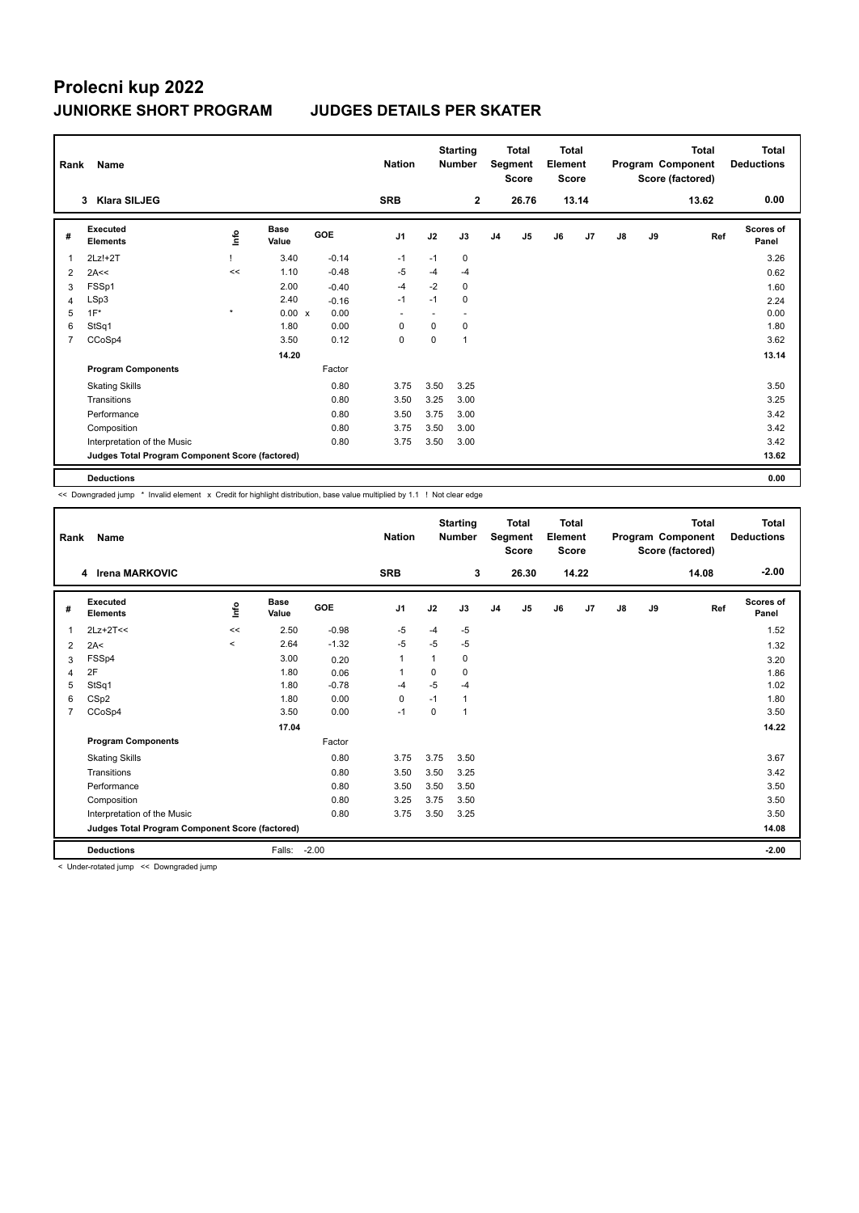# Prolecni kup 2022

## JUNIORKE SHORT PROGRAM JUDGES DETAILS PER SKATER

| Rank | Name | Nation | Starting Number | Total Segment Score | Total Element Score | Total Program Component Score (factored) | Total Deductions |
|---|---|---|---|---|---|---|---|
| 3 | Klara SILJEG | SRB | 2 | 26.76 | 13.14 | 13.62 | 0.00 |

| # | Executed Elements | Info | Base Value | | GOE | J1 | J2 | J3 | J4 | J5 | J6 | J7 | J8 | J9 | Ref | Scores of Panel |
|---|---|---|---|---|---|---|---|---|---|---|---|---|---|---|---|---|
| 1 | 2Lz!+2T | ! | 3.40 | | -0.14 | -1 | -1 | 0 | | | | | | | | 3.26 |
| 2 | 2A<< | << | 1.10 | | -0.48 | -5 | -4 | -4 | | | | | | | | 0.62 |
| 3 | FSSp1 | | 2.00 | | -0.40 | -4 | -2 | 0 | | | | | | | | 1.60 |
| 4 | LSp3 | | 2.40 | | -0.16 | -1 | -1 | 0 | | | | | | | | 2.24 |
| 5 | 1F* | * | 0.00 | x | 0.00 | - | - | - | | | | | | | | 0.00 |
| 6 | StSq1 | | 1.80 | | 0.00 | 0 | 0 | 0 | | | | | | | | 1.80 |
| 7 | CCoSp4 | | 3.50 | | 0.12 | 0 | 0 | 1 | | | | | | | | 3.62 |
| | | | 14.20 | | | | | | | | | | | | | 13.14 |
| | **Program Components** | | | | Factor | | | | | | | | | | | |
| | Skating Skills | | | | 0.80 | 3.75 | 3.50 | 3.25 | | | | | | | | 3.50 |
| | Transitions | | | | 0.80 | 3.50 | 3.25 | 3.00 | | | | | | | | 3.25 |
| | Performance | | | | 0.80 | 3.50 | 3.75 | 3.00 | | | | | | | | 3.42 |
| | Composition | | | | 0.80 | 3.75 | 3.50 | 3.00 | | | | | | | | 3.42 |
| | Interpretation of the Music | | | | 0.80 | 3.75 | 3.50 | 3.00 | | | | | | | | 3.42 |
| | **Judges Total Program Component Score (factored)** | | | | | | | | | | | | | | | 13.62 |
| | **Deductions** | | | | | | | | | | | | | | | 0.00 |

<< Downgraded jump * Invalid element x Credit for highlight distribution, base value multiplied by 1.1 ! Not clear edge

| Rank | Name | Nation | Starting Number | Total Segment Score | Total Element Score | Total Program Component Score (factored) | Total Deductions |
|---|---|---|---|---|---|---|---|
| 4 | Irena MARKOVIC | SRB | 3 | 26.30 | 14.22 | 14.08 | -2.00 |

| # | Executed Elements | Info | Base Value | GOE | J1 | J2 | J3 | J4 | J5 | J6 | J7 | J8 | J9 | Ref | Scores of Panel |
|---|---|---|---|---|---|---|---|---|---|---|---|---|---|---|---|
| 1 | 2Lz+2T<< | << | 2.50 | -0.98 | -5 | -4 | -5 | | | | | | | | 1.52 |
| 2 | 2A< | < | 2.64 | -1.32 | -5 | -5 | -5 | | | | | | | | 1.32 |
| 3 | FSSp4 | | 3.00 | 0.20 | 1 | 1 | 0 | | | | | | | | 3.20 |
| 4 | 2F | | 1.80 | 0.06 | 1 | 0 | 0 | | | | | | | | 1.86 |
| 5 | StSq1 | | 1.80 | -0.78 | -4 | -5 | -4 | | | | | | | | 1.02 |
| 6 | CSp2 | | 1.80 | 0.00 | 0 | -1 | 1 | | | | | | | | 1.80 |
| 7 | CCoSp4 | | 3.50 | 0.00 | -1 | 0 | 1 | | | | | | | | 3.50 |
| | | | 17.04 | | | | | | | | | | | | 14.22 |
| | **Program Components** | | | Factor | | | | | | | | | | | |
| | Skating Skills | | | 0.80 | 3.75 | 3.75 | 3.50 | | | | | | | | 3.67 |
| | Transitions | | | 0.80 | 3.50 | 3.50 | 3.25 | | | | | | | | 3.42 |
| | Performance | | | 0.80 | 3.50 | 3.50 | 3.50 | | | | | | | | 3.50 |
| | Composition | | | 0.80 | 3.25 | 3.75 | 3.50 | | | | | | | | 3.50 |
| | Interpretation of the Music | | | 0.80 | 3.75 | 3.50 | 3.25 | | | | | | | | 3.50 |
| | **Judges Total Program Component Score (factored)** | | | | | | | | | | | | | | 14.08 |
| | **Deductions** | | Falls: | -2.00 | | | | | | | | | | | -2.00 |

< Under-rotated jump << Downgraded jump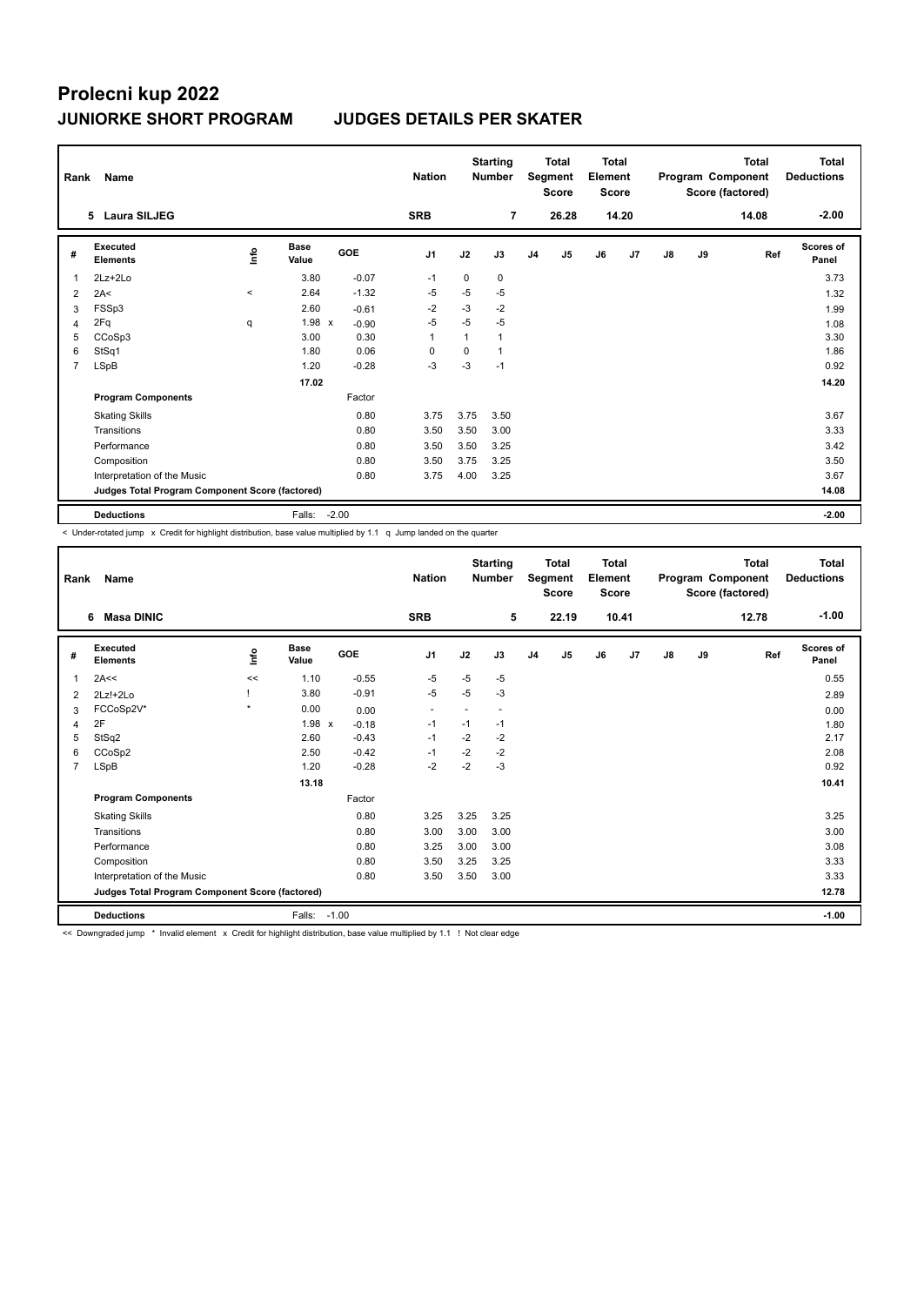# Prolecni kup 2022

## JUNIORKE SHORT PROGRAM — JUDGES DETAILS PER SKATER

| Rank | Name | Nation | Starting Number | Total Segment Score | Total Element Score | Total Program Component Score (factored) | Total Deductions |
|---|---|---|---|---|---|---|---|
| 5 | Laura SILJEG | SRB | 7 | 26.28 | 14.20 | 14.08 | -2.00 |

| # | Executed Elements | Info | Base Value | | GOE | J1 | J2 | J3 | J4 | J5 | J6 | J7 | J8 | J9 | Ref | Scores of Panel |
|---|---|---|---|---|---|---|---|---|---|---|---|---|---|---|---|---|
| 1 | 2Lz+2Lo | | 3.80 | | -0.07 | -1 | 0 | 0 | | | | | | | | 3.73 |
| 2 | 2A< | < | 2.64 | | -1.32 | -5 | -5 | -5 | | | | | | | | 1.32 |
| 3 | FSSp3 | | 2.60 | | -0.61 | -2 | -3 | -2 | | | | | | | | 1.99 |
| 4 | 2Fq | q | 1.98 | x | -0.90 | -5 | -5 | -5 | | | | | | | | 1.08 |
| 5 | CCoSp3 | | 3.00 | | 0.30 | 1 | 1 | 1 | | | | | | | | 3.30 |
| 6 | StSq1 | | 1.80 | | 0.06 | 0 | 0 | 1 | | | | | | | | 1.86 |
| 7 | LSpB | | 1.20 | | -0.28 | -3 | -3 | -1 | | | | | | | | 0.92 |
| | | | 17.02 | | | | | | | | | | | | | 14.20 |
| | **Program Components** | | | | Factor | | | | | | | | | | | |
| | Skating Skills | | | | 0.80 | 3.75 | 3.75 | 3.50 | | | | | | | | 3.67 |
| | Transitions | | | | 0.80 | 3.50 | 3.50 | 3.00 | | | | | | | | 3.33 |
| | Performance | | | | 0.80 | 3.50 | 3.50 | 3.25 | | | | | | | | 3.42 |
| | Composition | | | | 0.80 | 3.50 | 3.75 | 3.25 | | | | | | | | 3.50 |
| | Interpretation of the Music | | | | 0.80 | 3.75 | 4.00 | 3.25 | | | | | | | | 3.67 |
| | **Judges Total Program Component Score (factored)** | | | | | | | | | | | | | | | 14.08 |
| | **Deductions** | | Falls: | | -2.00 | | | | | | | | | | | -2.00 |

< Under-rotated jump x Credit for highlight distribution, base value multiplied by 1.1 q Jump landed on the quarter

| Rank | Name | Nation | Starting Number | Total Segment Score | Total Element Score | Total Program Component Score (factored) | Total Deductions |
|---|---|---|---|---|---|---|---|
| 6 | Masa DINIC | SRB | 5 | 22.19 | 10.41 | 12.78 | -1.00 |

| # | Executed Elements | Info | Base Value | | GOE | J1 | J2 | J3 | J4 | J5 | J6 | J7 | J8 | J9 | Ref | Scores of Panel |
|---|---|---|---|---|---|---|---|---|---|---|---|---|---|---|---|---|
| 1 | 2A<< | << | 1.10 | | -0.55 | -5 | -5 | -5 | | | | | | | | 0.55 |
| 2 | 2Lz!+2Lo | ! | 3.80 | | -0.91 | -5 | -5 | -3 | | | | | | | | 2.89 |
| 3 | FCCoSp2V* | * | 0.00 | | 0.00 | - | - | - | | | | | | | | 0.00 |
| 4 | 2F | | 1.98 | x | -0.18 | -1 | -1 | -1 | | | | | | | | 1.80 |
| 5 | StSq2 | | 2.60 | | -0.43 | -1 | -2 | -2 | | | | | | | | 2.17 |
| 6 | CCoSp2 | | 2.50 | | -0.42 | -1 | -2 | -2 | | | | | | | | 2.08 |
| 7 | LSpB | | 1.20 | | -0.28 | -2 | -2 | -3 | | | | | | | | 0.92 |
| | | | 13.18 | | | | | | | | | | | | | 10.41 |
| | **Program Components** | | | | Factor | | | | | | | | | | | |
| | Skating Skills | | | | 0.80 | 3.25 | 3.25 | 3.25 | | | | | | | | 3.25 |
| | Transitions | | | | 0.80 | 3.00 | 3.00 | 3.00 | | | | | | | | 3.00 |
| | Performance | | | | 0.80 | 3.25 | 3.00 | 3.00 | | | | | | | | 3.08 |
| | Composition | | | | 0.80 | 3.50 | 3.25 | 3.25 | | | | | | | | 3.33 |
| | Interpretation of the Music | | | | 0.80 | 3.50 | 3.50 | 3.00 | | | | | | | | 3.33 |
| | **Judges Total Program Component Score (factored)** | | | | | | | | | | | | | | | 12.78 |
| | **Deductions** | | Falls: | | -1.00 | | | | | | | | | | | -1.00 |

<< Downgraded jump * Invalid element x Credit for highlight distribution, base value multiplied by 1.1 ! Not clear edge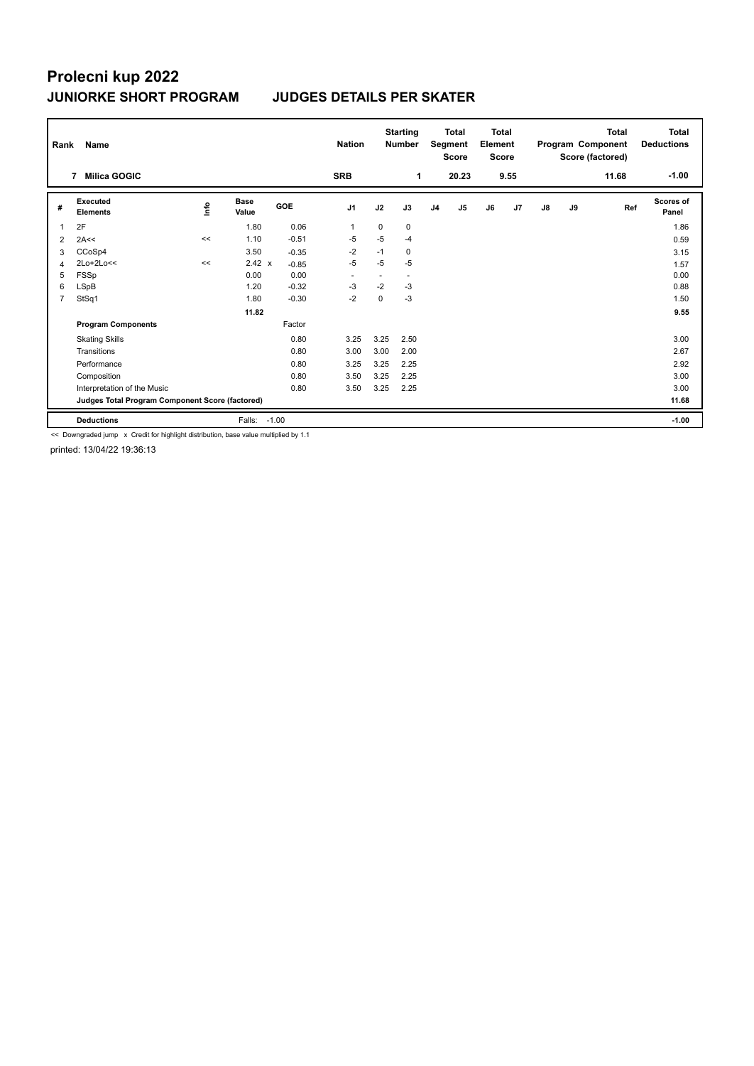# Prolecni kup 2022

## JUNIORKE SHORT PROGRAM JUDGES DETAILS PER SKATER

| Rank | Name | Nation | Starting Number | Total Segment Score | Total Element Score | Total Program Component Score (factored) | Total Deductions |
|---|---|---|---|---|---|---|---|
| 7 | Milica GOGIC | SRB | 1 | 20.23 | 9.55 | 11.68 | -1.00 |

| # | Executed Elements | Info | Base Value | | GOE | J1 | J2 | J3 | J4 | J5 | J6 | J7 | J8 | J9 | Ref | Scores of Panel |
|---|---|---|---|---|---|---|---|---|---|---|---|---|---|---|---|---|
| 1 | 2F | | 1.80 | | 0.06 | 1 | 0 | 0 | | | | | | | | 1.86 |
| 2 | 2A<< | << | 1.10 | | -0.51 | -5 | -5 | -4 | | | | | | | | 0.59 |
| 3 | CCoSp4 | | 3.50 | | -0.35 | -2 | -1 | 0 | | | | | | | | 3.15 |
| 4 | 2Lo+2Lo<< | << | 2.42 | x | -0.85 | -5 | -5 | -5 | | | | | | | | 1.57 |
| 5 | FSSp | | 0.00 | | 0.00 | - | - | - | | | | | | | | 0.00 |
| 6 | LSpB | | 1.20 | | -0.32 | -3 | -2 | -3 | | | | | | | | 0.88 |
| 7 | StSq1 | | 1.80 | | -0.30 | -2 | 0 | -3 | | | | | | | | 1.50 |
| | | | 11.82 | | | | | | | | | | | | | 9.55 |
| | **Program Components** | | | | Factor | | | | | | | | | | | |
| | Skating Skills | | | | 0.80 | 3.25 | 3.25 | 2.50 | | | | | | | | 3.00 |
| | Transitions | | | | 0.80 | 3.00 | 3.00 | 2.00 | | | | | | | | 2.67 |
| | Performance | | | | 0.80 | 3.25 | 3.25 | 2.25 | | | | | | | | 2.92 |
| | Composition | | | | 0.80 | 3.50 | 3.25 | 2.25 | | | | | | | | 3.00 |
| | Interpretation of the Music | | | | 0.80 | 3.50 | 3.25 | 2.25 | | | | | | | | 3.00 |
| | **Judges Total Program Component Score (factored)** | | | | | | | | | | | | | | | 11.68 |
| | **Deductions** | | Falls: | | -1.00 | | | | | | | | | | | -1.00 |

<< Downgraded jump x Credit for highlight distribution, base value multiplied by 1.1

printed: 13/04/22 19:36:13